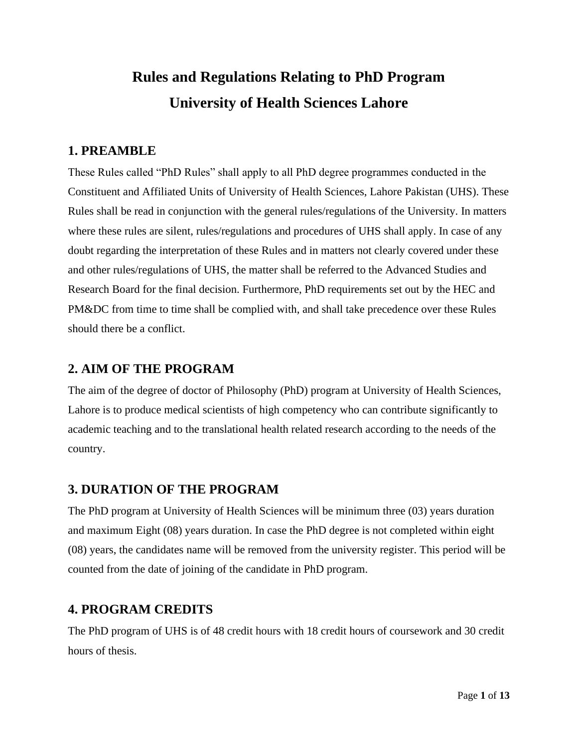# Rules and Regulations Relating to PhD Program
# University of Health Sciences Lahore

## 1. PREAMBLE

These Rules called "PhD Rules" shall apply to all PhD degree programmes conducted in the Constituent and Affiliated Units of University of Health Sciences, Lahore Pakistan (UHS). These Rules shall be read in conjunction with the general rules/regulations of the University. In matters where these rules are silent, rules/regulations and procedures of UHS shall apply. In case of any doubt regarding the interpretation of these Rules and in matters not clearly covered under these and other rules/regulations of UHS, the matter shall be referred to the Advanced Studies and Research Board for the final decision. Furthermore, PhD requirements set out by the HEC and PM&DC from time to time shall be complied with, and shall take precedence over these Rules should there be a conflict.

## 2. AIM OF THE PROGRAM

The aim of the degree of doctor of Philosophy (PhD) program at University of Health Sciences, Lahore is to produce medical scientists of high competency who can contribute significantly to academic teaching and to the translational health related research according to the needs of the country.

## 3. DURATION OF THE PROGRAM

The PhD program at University of Health Sciences will be minimum three (03) years duration and maximum Eight (08) years duration. In case the PhD degree is not completed within eight (08) years, the candidates name will be removed from the university register. This period will be counted from the date of joining of the candidate in PhD program.

## 4. PROGRAM CREDITS

The PhD program of UHS is of 48 credit hours with 18 credit hours of coursework and 30 credit hours of thesis.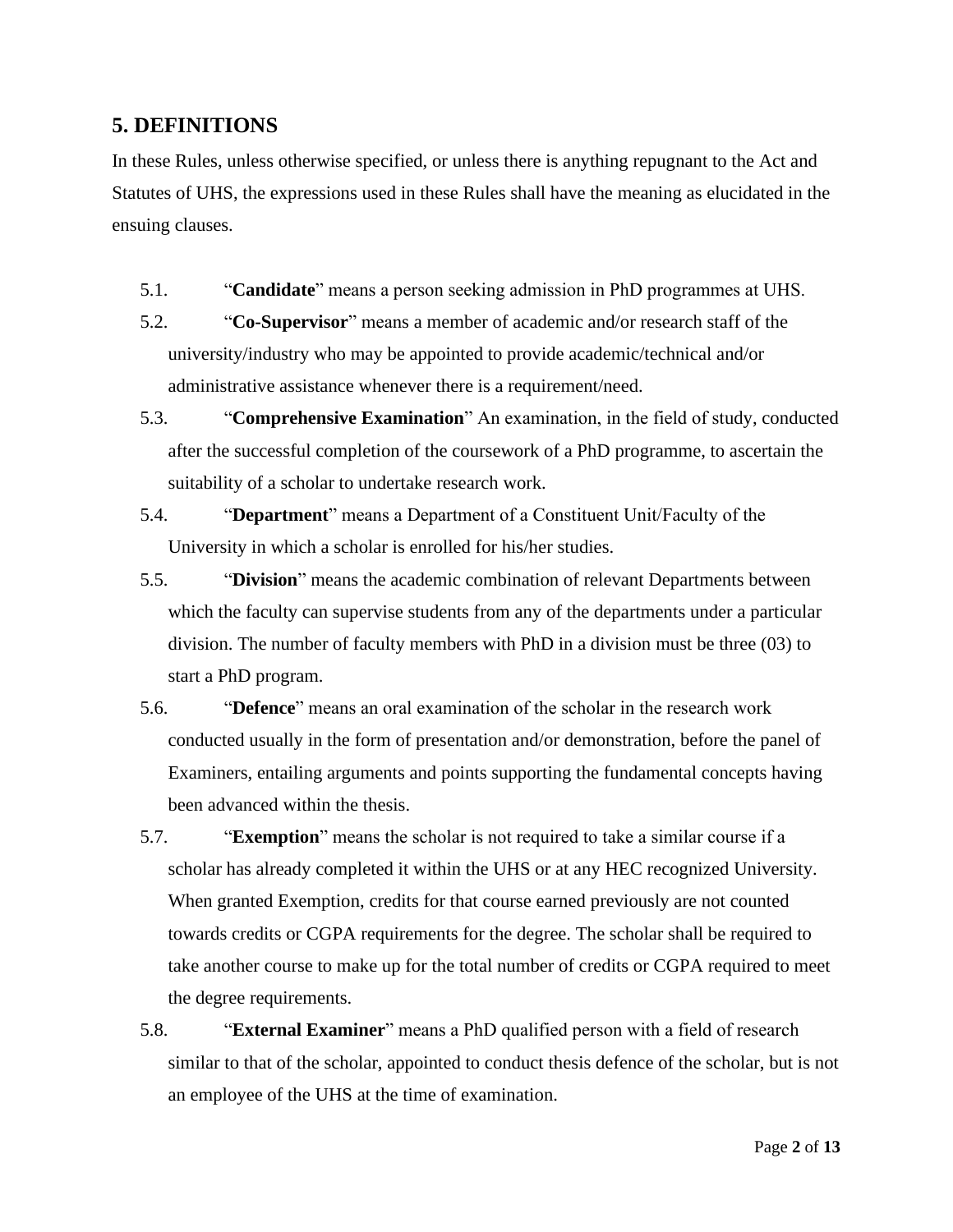## 5. DEFINITIONS

In these Rules, unless otherwise specified, or unless there is anything repugnant to the Act and Statutes of UHS, the expressions used in these Rules shall have the meaning as elucidated in the ensuing clauses.

5.1. "**Candidate**" means a person seeking admission in PhD programmes at UHS.

5.2. "**Co-Supervisor**" means a member of academic and/or research staff of the university/industry who may be appointed to provide academic/technical and/or administrative assistance whenever there is a requirement/need.

5.3. "**Comprehensive Examination**" An examination, in the field of study, conducted after the successful completion of the coursework of a PhD programme, to ascertain the suitability of a scholar to undertake research work.

5.4. "**Department**" means a Department of a Constituent Unit/Faculty of the University in which a scholar is enrolled for his/her studies.

5.5. "**Division**" means the academic combination of relevant Departments between which the faculty can supervise students from any of the departments under a particular division. The number of faculty members with PhD in a division must be three (03) to start a PhD program.

5.6. "**Defence**" means an oral examination of the scholar in the research work conducted usually in the form of presentation and/or demonstration, before the panel of Examiners, entailing arguments and points supporting the fundamental concepts having been advanced within the thesis.

5.7. "**Exemption**" means the scholar is not required to take a similar course if a scholar has already completed it within the UHS or at any HEC recognized University. When granted Exemption, credits for that course earned previously are not counted towards credits or CGPA requirements for the degree. The scholar shall be required to take another course to make up for the total number of credits or CGPA required to meet the degree requirements.

5.8. "**External Examiner**" means a PhD qualified person with a field of research similar to that of the scholar, appointed to conduct thesis defence of the scholar, but is not an employee of the UHS at the time of examination.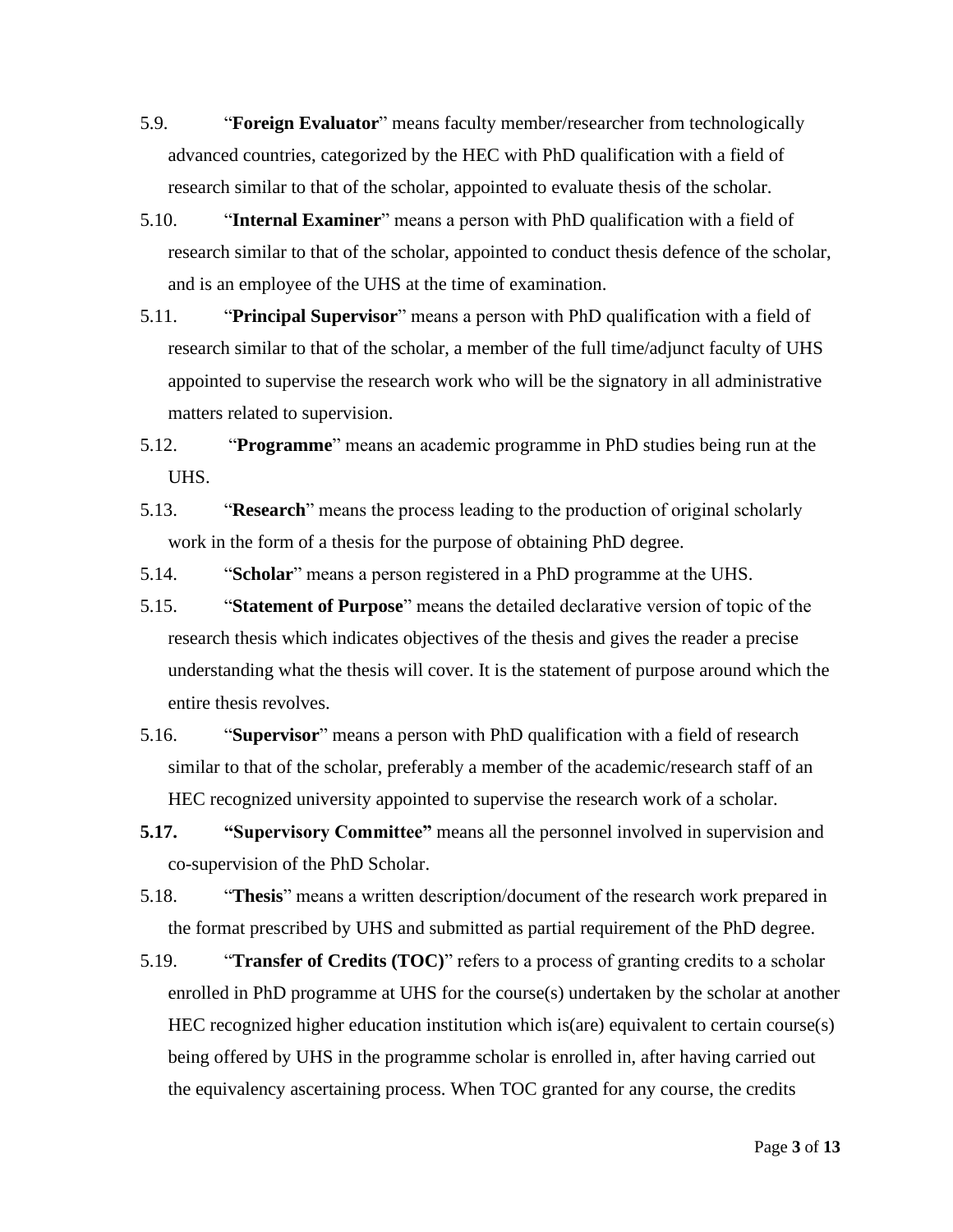5.9. "**Foreign Evaluator**" means faculty member/researcher from technologically advanced countries, categorized by the HEC with PhD qualification with a field of research similar to that of the scholar, appointed to evaluate thesis of the scholar.

5.10. "**Internal Examiner**" means a person with PhD qualification with a field of research similar to that of the scholar, appointed to conduct thesis defence of the scholar, and is an employee of the UHS at the time of examination.

5.11. "**Principal Supervisor**" means a person with PhD qualification with a field of research similar to that of the scholar, a member of the full time/adjunct faculty of UHS appointed to supervise the research work who will be the signatory in all administrative matters related to supervision.

5.12. "**Programme**" means an academic programme in PhD studies being run at the UHS.

5.13. "**Research**" means the process leading to the production of original scholarly work in the form of a thesis for the purpose of obtaining PhD degree.

5.14. "**Scholar**" means a person registered in a PhD programme at the UHS.

5.15. "**Statement of Purpose**" means the detailed declarative version of topic of the research thesis which indicates objectives of the thesis and gives the reader a precise understanding what the thesis will cover. It is the statement of purpose around which the entire thesis revolves.

5.16. "**Supervisor**" means a person with PhD qualification with a field of research similar to that of the scholar, preferably a member of the academic/research staff of an HEC recognized university appointed to supervise the research work of a scholar.

**5.17. "Supervisory Committee"** means all the personnel involved in supervision and co-supervision of the PhD Scholar.

5.18. "**Thesis**" means a written description/document of the research work prepared in the format prescribed by UHS and submitted as partial requirement of the PhD degree.

5.19. "**Transfer of Credits (TOC)**" refers to a process of granting credits to a scholar enrolled in PhD programme at UHS for the course(s) undertaken by the scholar at another HEC recognized higher education institution which is(are) equivalent to certain course(s) being offered by UHS in the programme scholar is enrolled in, after having carried out the equivalency ascertaining process. When TOC granted for any course, the credits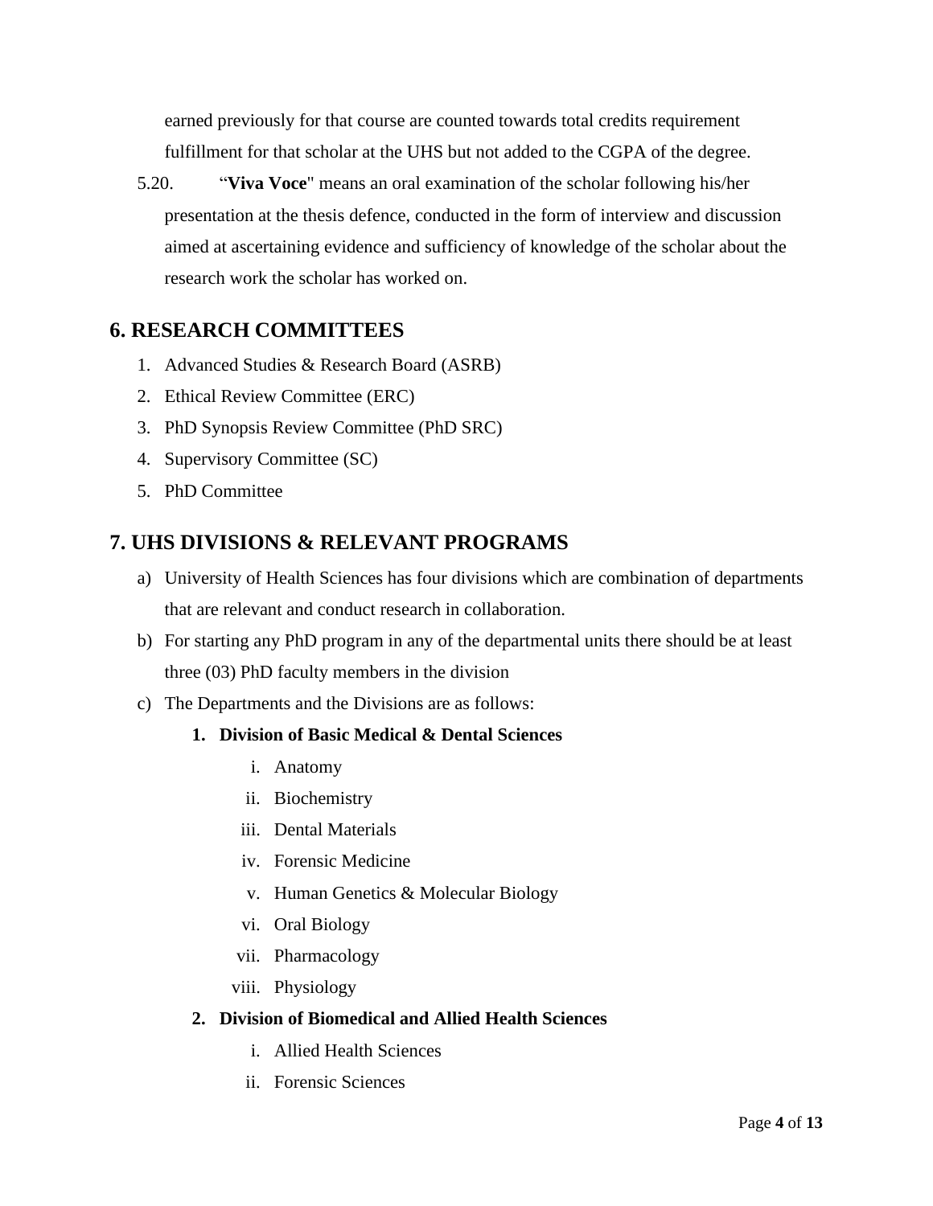earned previously for that course are counted towards total credits requirement fulfillment for that scholar at the UHS but not added to the CGPA of the degree.

5.20. “**Viva Voce**" means an oral examination of the scholar following his/her presentation at the thesis defence, conducted in the form of interview and discussion aimed at ascertaining evidence and sufficiency of knowledge of the scholar about the research work the scholar has worked on.

## 6. RESEARCH COMMITTEES

1. Advanced Studies & Research Board (ASRB)
2. Ethical Review Committee (ERC)
3. PhD Synopsis Review Committee (PhD SRC)
4. Supervisory Committee (SC)
5. PhD Committee

## 7. UHS DIVISIONS & RELEVANT PROGRAMS

a) University of Health Sciences has four divisions which are combination of departments that are relevant and conduct research in collaboration.

b) For starting any PhD program in any of the departmental units there should be at least three (03) PhD faculty members in the division

c) The Departments and the Divisions are as follows:

   1. **Division of Basic Medical & Dental Sciences**
      - i. Anatomy
      - ii. Biochemistry
      - iii. Dental Materials
      - iv. Forensic Medicine
      - v. Human Genetics & Molecular Biology
      - vi. Oral Biology
      - vii. Pharmacology
      - viii. Physiology
   2. **Division of Biomedical and Allied Health Sciences**
      - i. Allied Health Sciences
      - ii. Forensic Sciences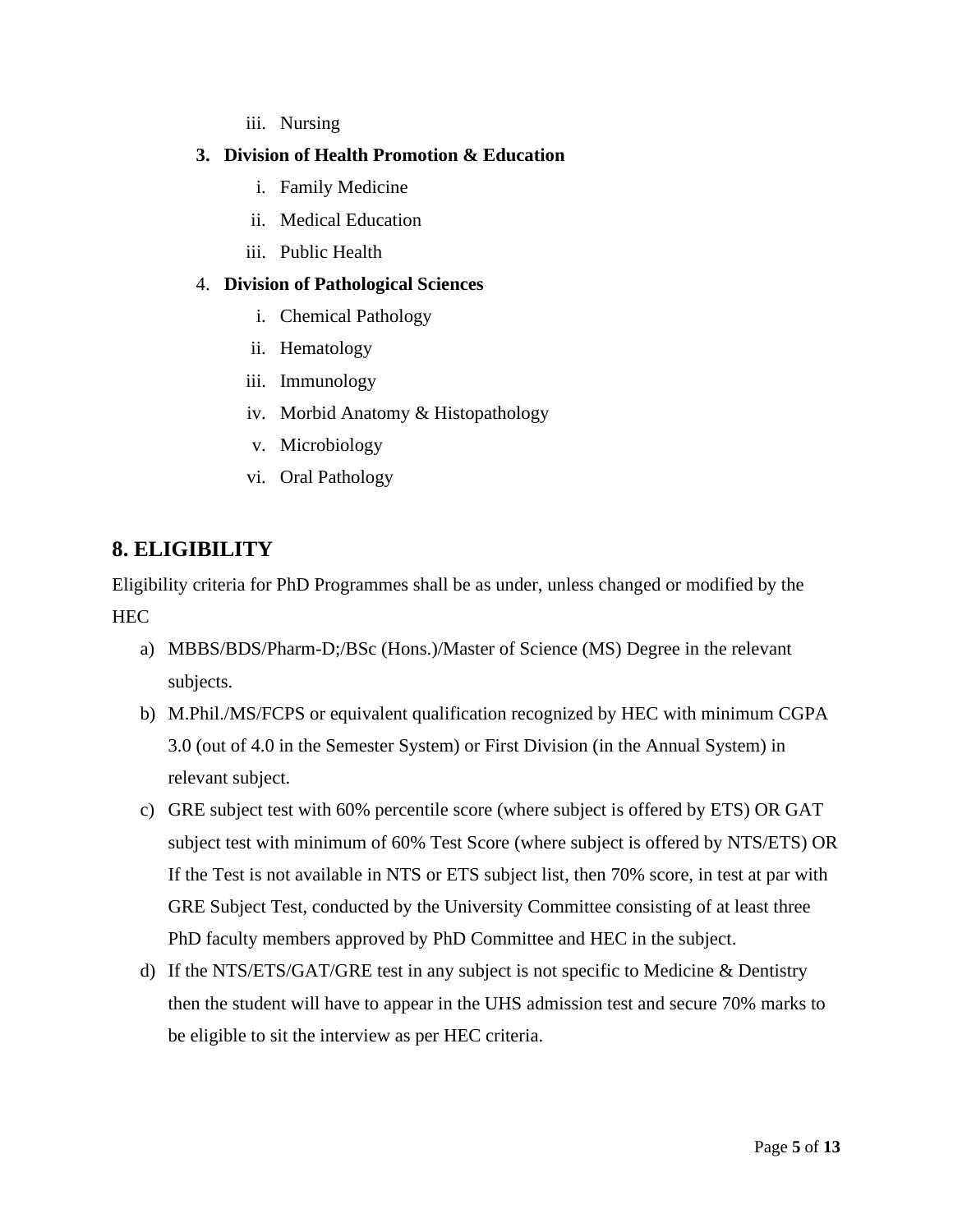iii. Nursing

**3. Division of Health Promotion & Education**

i. Family Medicine
ii. Medical Education
iii. Public Health

4. **Division of Pathological Sciences**

i. Chemical Pathology
ii. Hematology
iii. Immunology
iv. Morbid Anatomy & Histopathology
v. Microbiology
vi. Oral Pathology

## 8. ELIGIBILITY

Eligibility criteria for PhD Programmes shall be as under, unless changed or modified by the HEC

a) MBBS/BDS/Pharm-D;/BSc (Hons.)/Master of Science (MS) Degree in the relevant subjects.
b) M.Phil./MS/FCPS or equivalent qualification recognized by HEC with minimum CGPA 3.0 (out of 4.0 in the Semester System) or First Division (in the Annual System) in relevant subject.
c) GRE subject test with 60% percentile score (where subject is offered by ETS) OR GAT subject test with minimum of 60% Test Score (where subject is offered by NTS/ETS) OR If the Test is not available in NTS or ETS subject list, then 70% score, in test at par with GRE Subject Test, conducted by the University Committee consisting of at least three PhD faculty members approved by PhD Committee and HEC in the subject.
d) If the NTS/ETS/GAT/GRE test in any subject is not specific to Medicine & Dentistry then the student will have to appear in the UHS admission test and secure 70% marks to be eligible to sit the interview as per HEC criteria.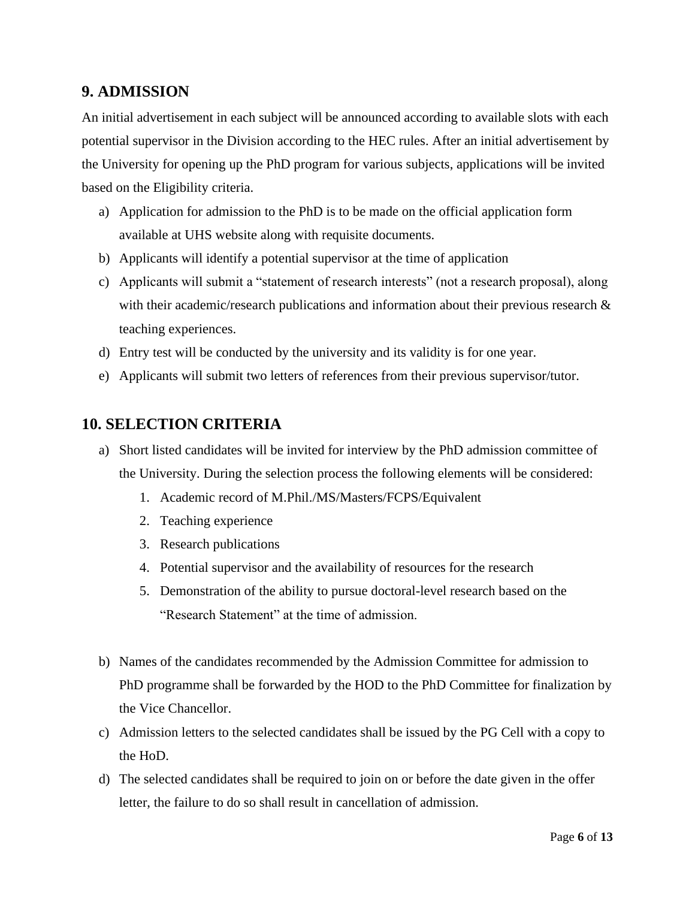## 9. ADMISSION

An initial advertisement in each subject will be announced according to available slots with each potential supervisor in the Division according to the HEC rules. After an initial advertisement by the University for opening up the PhD program for various subjects, applications will be invited based on the Eligibility criteria.

a) Application for admission to the PhD is to be made on the official application form available at UHS website along with requisite documents.
b) Applicants will identify a potential supervisor at the time of application
c) Applicants will submit a "statement of research interests" (not a research proposal), along with their academic/research publications and information about their previous research & teaching experiences.
d) Entry test will be conducted by the university and its validity is for one year.
e) Applicants will submit two letters of references from their previous supervisor/tutor.

## 10. SELECTION CRITERIA

a) Short listed candidates will be invited for interview by the PhD admission committee of the University. During the selection process the following elements will be considered:
    1. Academic record of M.Phil./MS/Masters/FCPS/Equivalent
    2. Teaching experience
    3. Research publications
    4. Potential supervisor and the availability of resources for the research
    5. Demonstration of the ability to pursue doctoral-level research based on the "Research Statement" at the time of admission.

b) Names of the candidates recommended by the Admission Committee for admission to PhD programme shall be forwarded by the HOD to the PhD Committee for finalization by the Vice Chancellor.
c) Admission letters to the selected candidates shall be issued by the PG Cell with a copy to the HoD.
d) The selected candidates shall be required to join on or before the date given in the offer letter, the failure to do so shall result in cancellation of admission.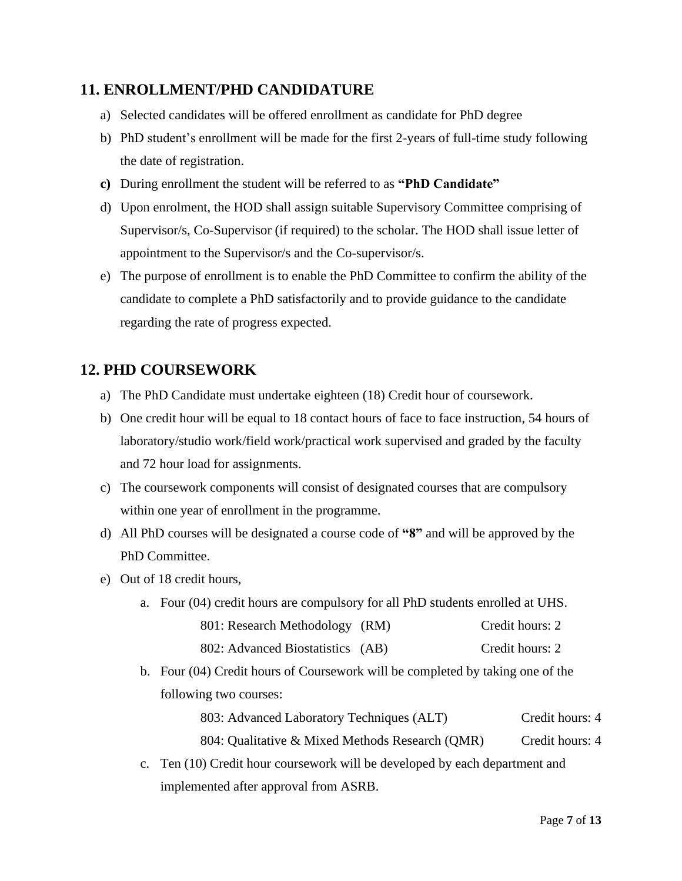## 11. ENROLLMENT/PHD CANDIDATURE

a) Selected candidates will be offered enrollment as candidate for PhD degree

b) PhD student's enrollment will be made for the first 2-years of full-time study following the date of registration.

**c)** During enrollment the student will be referred to as **"PhD Candidate"**

d) Upon enrolment, the HOD shall assign suitable Supervisory Committee comprising of Supervisor/s, Co-Supervisor (if required) to the scholar. The HOD shall issue letter of appointment to the Supervisor/s and the Co-supervisor/s.

e) The purpose of enrollment is to enable the PhD Committee to confirm the ability of the candidate to complete a PhD satisfactorily and to provide guidance to the candidate regarding the rate of progress expected.

## 12. PHD COURSEWORK

a) The PhD Candidate must undertake eighteen (18) Credit hour of coursework.

b) One credit hour will be equal to 18 contact hours of face to face instruction, 54 hours of laboratory/studio work/field work/practical work supervised and graded by the faculty and 72 hour load for assignments.

c) The coursework components will consist of designated courses that are compulsory within one year of enrollment in the programme.

d) All PhD courses will be designated a course code of **"8"** and will be approved by the PhD Committee.

e) Out of 18 credit hours,

   a. Four (04) credit hours are compulsory for all PhD students enrolled at UHS.

      801: Research Methodology (RM) Credit hours: 2

      802: Advanced Biostatistics (AB) Credit hours: 2

   b. Four (04) Credit hours of Coursework will be completed by taking one of the following two courses:

      803: Advanced Laboratory Techniques (ALT) Credit hours: 4

      804: Qualitative & Mixed Methods Research (QMR) Credit hours: 4

   c. Ten (10) Credit hour coursework will be developed by each department and implemented after approval from ASRB.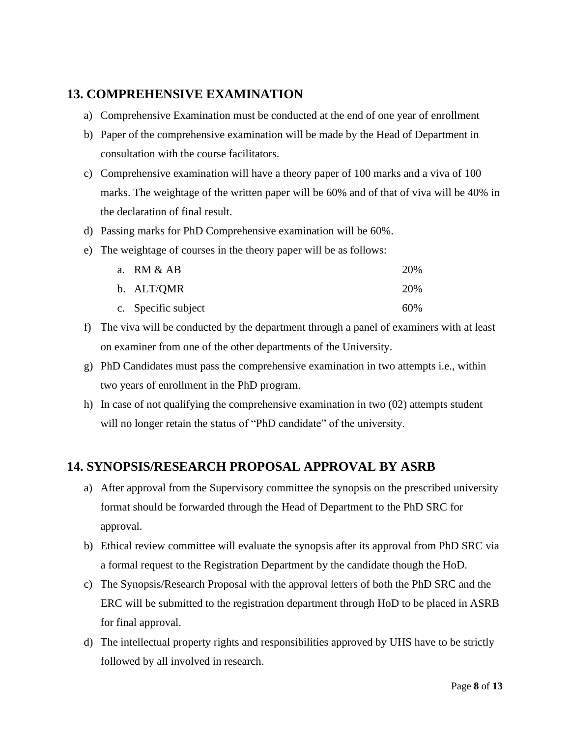## 13. COMPREHENSIVE EXAMINATION

a) Comprehensive Examination must be conducted at the end of one year of enrollment

b) Paper of the comprehensive examination will be made by the Head of Department in consultation with the course facilitators.

c) Comprehensive examination will have a theory paper of 100 marks and a viva of 100 marks. The weightage of the written paper will be 60% and of that of viva will be 40% in the declaration of final result.

d) Passing marks for PhD Comprehensive examination will be 60%.

e) The weightage of courses in the theory paper will be as follows:

   a. RM & AB 20%
   b. ALT/QMR 20%
   c. Specific subject 60%

f) The viva will be conducted by the department through a panel of examiners with at least on examiner from one of the other departments of the University.

g) PhD Candidates must pass the comprehensive examination in two attempts i.e., within two years of enrollment in the PhD program.

h) In case of not qualifying the comprehensive examination in two (02) attempts student will no longer retain the status of "PhD candidate" of the university.

## 14. SYNOPSIS/RESEARCH PROPOSAL APPROVAL BY ASRB

a) After approval from the Supervisory committee the synopsis on the prescribed university format should be forwarded through the Head of Department to the PhD SRC for approval.

b) Ethical review committee will evaluate the synopsis after its approval from PhD SRC via a formal request to the Registration Department by the candidate though the HoD.

c) The Synopsis/Research Proposal with the approval letters of both the PhD SRC and the ERC will be submitted to the registration department through HoD to be placed in ASRB for final approval.

d) The intellectual property rights and responsibilities approved by UHS have to be strictly followed by all involved in research.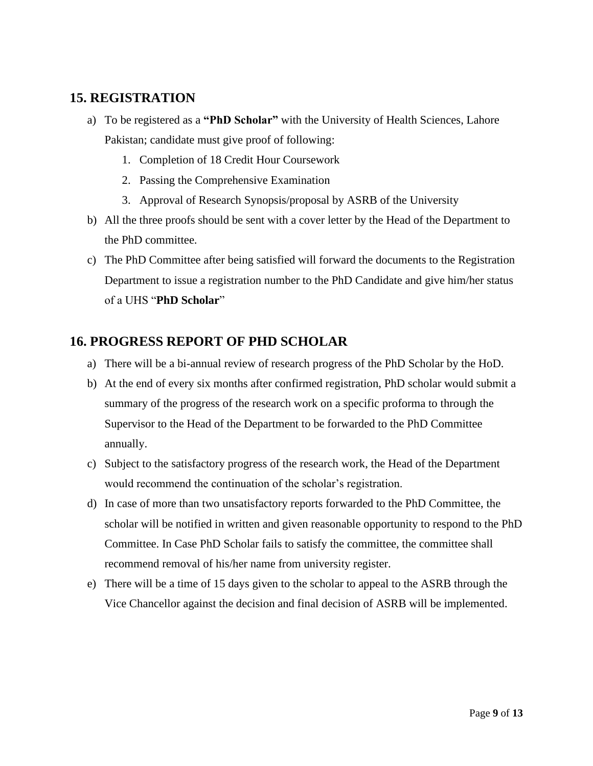## 15. REGISTRATION

a) To be registered as a **"PhD Scholar"** with the University of Health Sciences, Lahore Pakistan; candidate must give proof of following:

1. Completion of 18 Credit Hour Coursework
2. Passing the Comprehensive Examination
3. Approval of Research Synopsis/proposal by ASRB of the University

b) All the three proofs should be sent with a cover letter by the Head of the Department to the PhD committee.

c) The PhD Committee after being satisfied will forward the documents to the Registration Department to issue a registration number to the PhD Candidate and give him/her status of a UHS "**PhD Scholar**"

## 16. PROGRESS REPORT OF PHD SCHOLAR

a) There will be a bi-annual review of research progress of the PhD Scholar by the HoD.

b) At the end of every six months after confirmed registration, PhD scholar would submit a summary of the progress of the research work on a specific proforma to through the Supervisor to the Head of the Department to be forwarded to the PhD Committee annually.

c) Subject to the satisfactory progress of the research work, the Head of the Department would recommend the continuation of the scholar's registration.

d) In case of more than two unsatisfactory reports forwarded to the PhD Committee, the scholar will be notified in written and given reasonable opportunity to respond to the PhD Committee. In Case PhD Scholar fails to satisfy the committee, the committee shall recommend removal of his/her name from university register.

e) There will be a time of 15 days given to the scholar to appeal to the ASRB through the Vice Chancellor against the decision and final decision of ASRB will be implemented.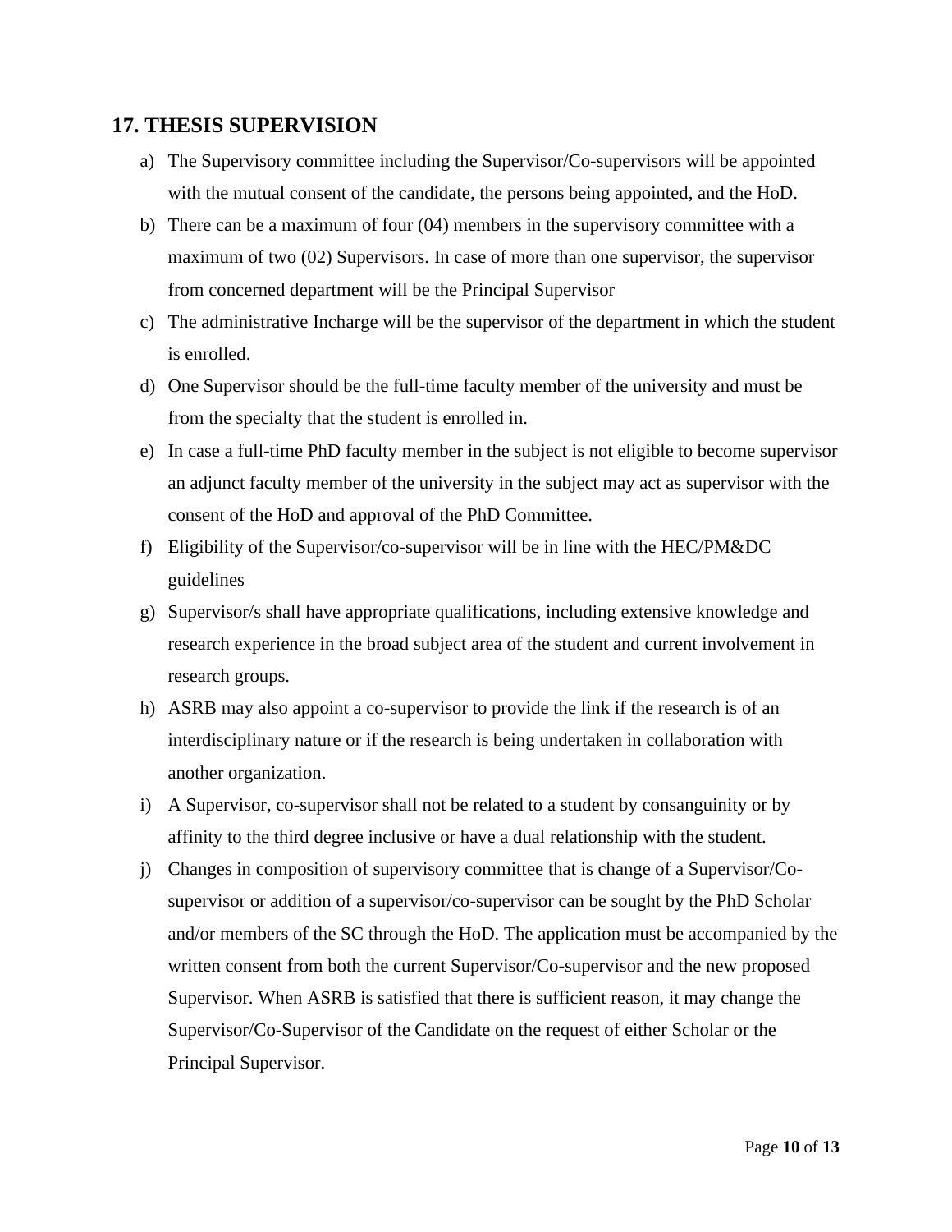## 17. THESIS SUPERVISION

a) The Supervisory committee including the Supervisor/Co-supervisors will be appointed with the mutual consent of the candidate, the persons being appointed, and the HoD.

b) There can be a maximum of four (04) members in the supervisory committee with a maximum of two (02) Supervisors. In case of more than one supervisor, the supervisor from concerned department will be the Principal Supervisor

c) The administrative Incharge will be the supervisor of the department in which the student is enrolled.

d) One Supervisor should be the full-time faculty member of the university and must be from the specialty that the student is enrolled in.

e) In case a full-time PhD faculty member in the subject is not eligible to become supervisor an adjunct faculty member of the university in the subject may act as supervisor with the consent of the HoD and approval of the PhD Committee.

f) Eligibility of the Supervisor/co-supervisor will be in line with the HEC/PM&DC guidelines

g) Supervisor/s shall have appropriate qualifications, including extensive knowledge and research experience in the broad subject area of the student and current involvement in research groups.

h) ASRB may also appoint a co-supervisor to provide the link if the research is of an interdisciplinary nature or if the research is being undertaken in collaboration with another organization.

i) A Supervisor, co-supervisor shall not be related to a student by consanguinity or by affinity to the third degree inclusive or have a dual relationship with the student.

j) Changes in composition of supervisory committee that is change of a Supervisor/Co-supervisor or addition of a supervisor/co-supervisor can be sought by the PhD Scholar and/or members of the SC through the HoD. The application must be accompanied by the written consent from both the current Supervisor/Co-supervisor and the new proposed Supervisor. When ASRB is satisfied that there is sufficient reason, it may change the Supervisor/Co-Supervisor of the Candidate on the request of either Scholar or the Principal Supervisor.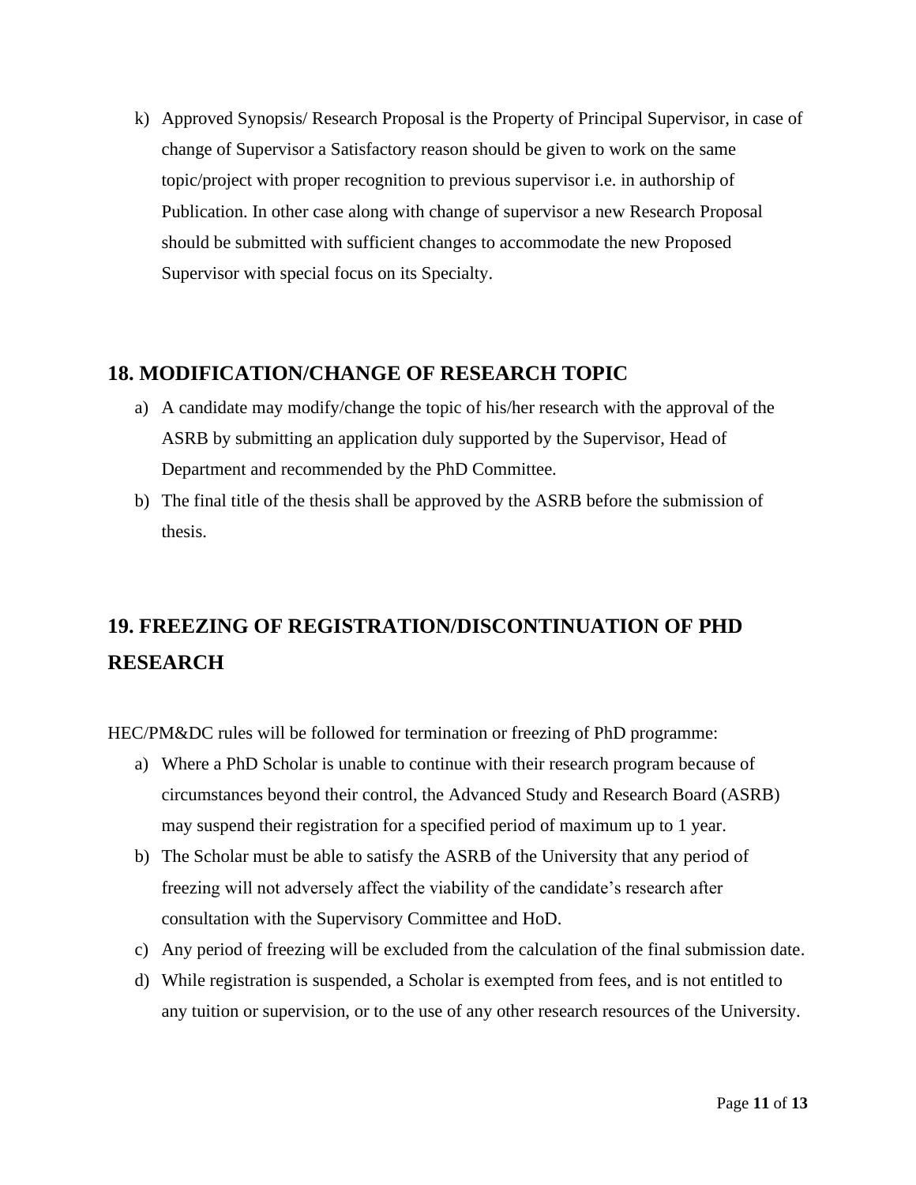k) Approved Synopsis/ Research Proposal is the Property of Principal Supervisor, in case of change of Supervisor a Satisfactory reason should be given to work on the same topic/project with proper recognition to previous supervisor i.e. in authorship of Publication. In other case along with change of supervisor a new Research Proposal should be submitted with sufficient changes to accommodate the new Proposed Supervisor with special focus on its Specialty.

## 18. MODIFICATION/CHANGE OF RESEARCH TOPIC

a) A candidate may modify/change the topic of his/her research with the approval of the ASRB by submitting an application duly supported by the Supervisor, Head of Department and recommended by the PhD Committee.

b) The final title of the thesis shall be approved by the ASRB before the submission of thesis.

## 19. FREEZING OF REGISTRATION/DISCONTINUATION OF PHD RESEARCH

HEC/PM&DC rules will be followed for termination or freezing of PhD programme:

a) Where a PhD Scholar is unable to continue with their research program because of circumstances beyond their control, the Advanced Study and Research Board (ASRB) may suspend their registration for a specified period of maximum up to 1 year.

b) The Scholar must be able to satisfy the ASRB of the University that any period of freezing will not adversely affect the viability of the candidate's research after consultation with the Supervisory Committee and HoD.

c) Any period of freezing will be excluded from the calculation of the final submission date.

d) While registration is suspended, a Scholar is exempted from fees, and is not entitled to any tuition or supervision, or to the use of any other research resources of the University.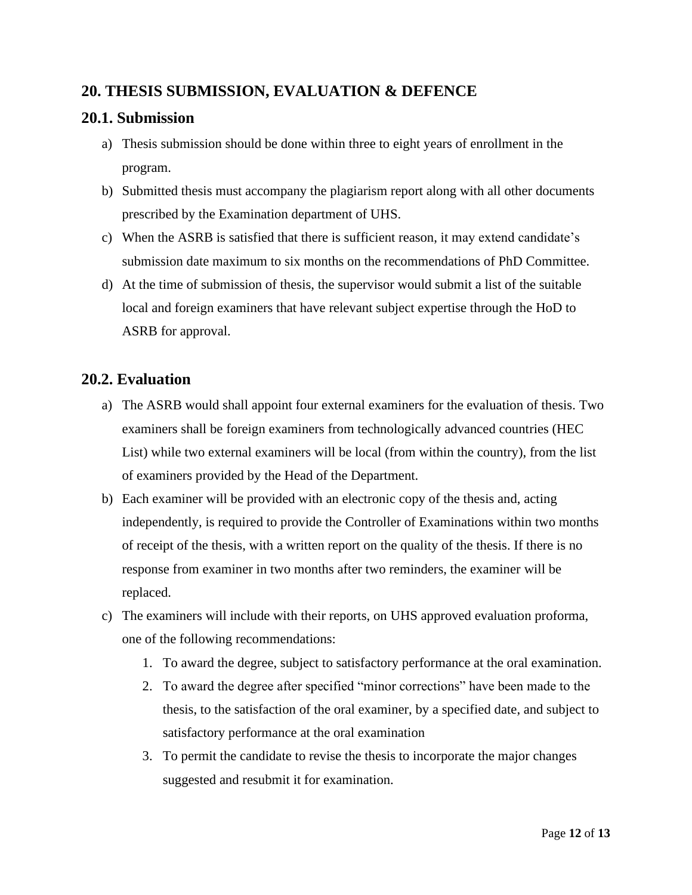## 20. THESIS SUBMISSION, EVALUATION & DEFENCE

### 20.1. Submission

a) Thesis submission should be done within three to eight years of enrollment in the program.

b) Submitted thesis must accompany the plagiarism report along with all other documents prescribed by the Examination department of UHS.

c) When the ASRB is satisfied that there is sufficient reason, it may extend candidate's submission date maximum to six months on the recommendations of PhD Committee.

d) At the time of submission of thesis, the supervisor would submit a list of the suitable local and foreign examiners that have relevant subject expertise through the HoD to ASRB for approval.

### 20.2. Evaluation

a) The ASRB would shall appoint four external examiners for the evaluation of thesis. Two examiners shall be foreign examiners from technologically advanced countries (HEC List) while two external examiners will be local (from within the country), from the list of examiners provided by the Head of the Department.

b) Each examiner will be provided with an electronic copy of the thesis and, acting independently, is required to provide the Controller of Examinations within two months of receipt of the thesis, with a written report on the quality of the thesis. If there is no response from examiner in two months after two reminders, the examiner will be replaced.

c) The examiners will include with their reports, on UHS approved evaluation proforma, one of the following recommendations:

   1. To award the degree, subject to satisfactory performance at the oral examination.
   2. To award the degree after specified "minor corrections" have been made to the thesis, to the satisfaction of the oral examiner, by a specified date, and subject to satisfactory performance at the oral examination
   3. To permit the candidate to revise the thesis to incorporate the major changes suggested and resubmit it for examination.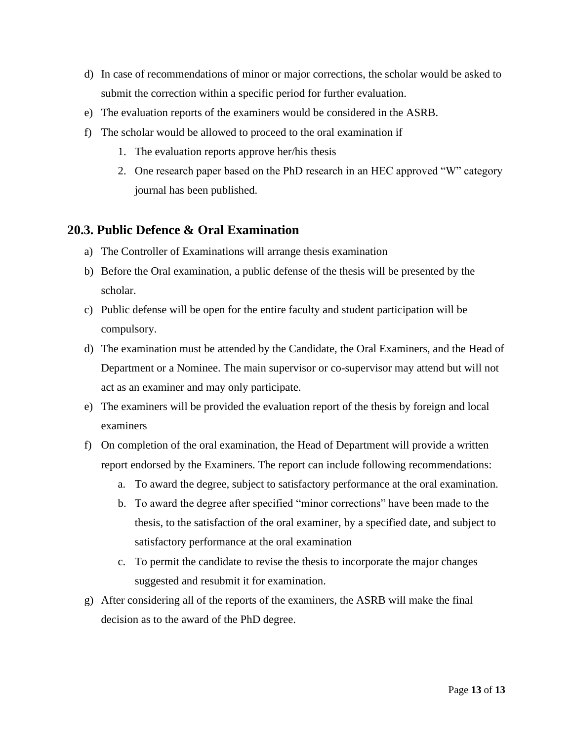d) In case of recommendations of minor or major corrections, the scholar would be asked to submit the correction within a specific period for further evaluation.
e) The evaluation reports of the examiners would be considered in the ASRB.
f) The scholar would be allowed to proceed to the oral examination if
    1. The evaluation reports approve her/his thesis
    2. One research paper based on the PhD research in an HEC approved "W" category journal has been published.

## 20.3. Public Defence & Oral Examination

a) The Controller of Examinations will arrange thesis examination
b) Before the Oral examination, a public defense of the thesis will be presented by the scholar.
c) Public defense will be open for the entire faculty and student participation will be compulsory.
d) The examination must be attended by the Candidate, the Oral Examiners, and the Head of Department or a Nominee. The main supervisor or co-supervisor may attend but will not act as an examiner and may only participate.
e) The examiners will be provided the evaluation report of the thesis by foreign and local examiners
f) On completion of the oral examination, the Head of Department will provide a written report endorsed by the Examiners. The report can include following recommendations:
    a. To award the degree, subject to satisfactory performance at the oral examination.
    b. To award the degree after specified "minor corrections" have been made to the thesis, to the satisfaction of the oral examiner, by a specified date, and subject to satisfactory performance at the oral examination
    c. To permit the candidate to revise the thesis to incorporate the major changes suggested and resubmit it for examination.
g) After considering all of the reports of the examiners, the ASRB will make the final decision as to the award of the PhD degree.